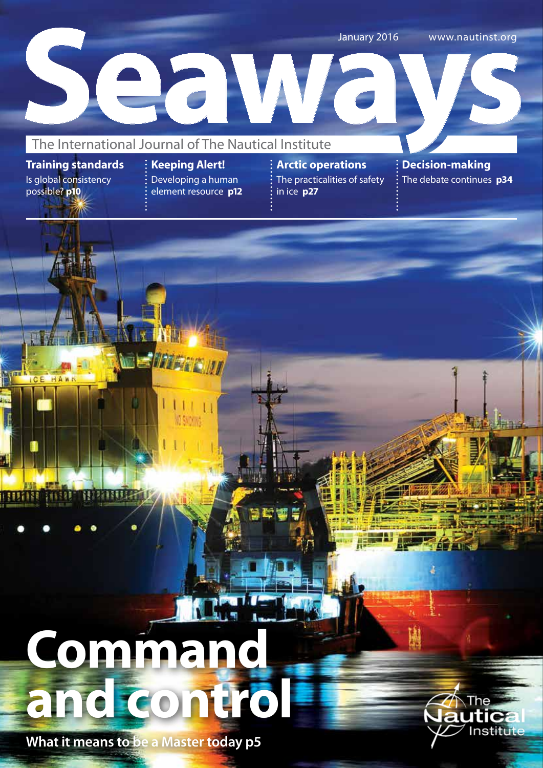January 2016 www.nautinst.org

# Seaways

The International Journal of The Nautical Institute

**Training standards**
Is global consistency possible? **p10**

**Keeping Alert!**
Developing a human element resource **p12**

**Arctic operations**
The practicalities of safety in ice **p27**

**Decision-making**
The debate continues **p34**

# Command and control

**What it means to be a Master today p5**

The Nautical Institute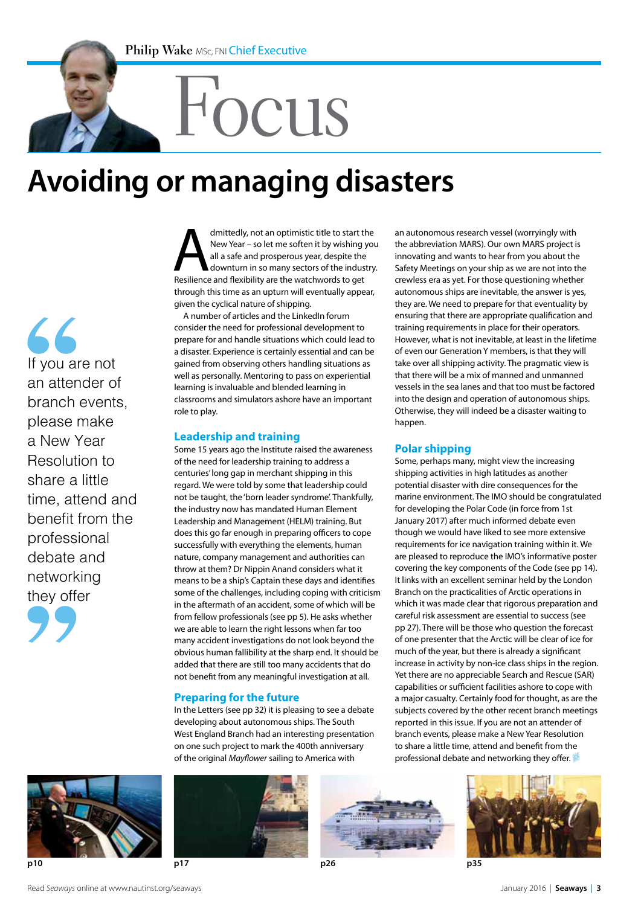Philip Wake MSc, FNI Chief Executive

# Focus

## Avoiding or managing disasters

> If you are not an attender of branch events, please make a New Year Resolution to share a little time, attend and benefit from the professional debate and networking they offer

Admittedly, not an optimistic title to start the New Year – so let me soften it by wishing you all a safe and prosperous year, despite the downturn in so many sectors of the industry. Resilience and flexibility are the watchwords to get through this time as an upturn will eventually appear, given the cyclical nature of shipping.

A number of articles and the LinkedIn forum consider the need for professional development to prepare for and handle situations which could lead to a disaster. Experience is certainly essential and can be gained from observing others handling situations as well as personally. Mentoring to pass on experiential learning is invaluable and blended learning in classrooms and simulators ashore have an important role to play.

### Leadership and training

Some 15 years ago the Institute raised the awareness of the need for leadership training to address a centuries' long gap in merchant shipping in this regard. We were told by some that leadership could not be taught, the 'born leader syndrome'. Thankfully, the industry now has mandated Human Element Leadership and Management (HELM) training. But does this go far enough in preparing officers to cope successfully with everything the elements, human nature, company management and authorities can throw at them? Dr Nippin Anand considers what it means to be a ship's Captain these days and identifies some of the challenges, including coping with criticism in the aftermath of an accident, some of which will be from fellow professionals (see pp 5). He asks whether we are able to learn the right lessons when far too many accident investigations do not look beyond the obvious human fallibility at the sharp end. It should be added that there are still too many accidents that do not benefit from any meaningful investigation at all.

### Preparing for the future

In the Letters (see pp 32) it is pleasing to see a debate developing about autonomous ships. The South West England Branch had an interesting presentation on one such project to mark the 400th anniversary of the original *Mayflower* sailing to America with an autonomous research vessel (worryingly with the abbreviation MARS). Our own MARS project is innovating and wants to hear from you about the Safety Meetings on your ship as we are not into the crewless era as yet. For those questioning whether autonomous ships are inevitable, the answer is yes, they are. We need to prepare for that eventuality by ensuring that there are appropriate qualification and training requirements in place for their operators. However, what is not inevitable, at least in the lifetime of even our Generation Y members, is that they will take over all shipping activity. The pragmatic view is that there will be a mix of manned and unmanned vessels in the sea lanes and that too must be factored into the design and operation of autonomous ships. Otherwise, they will indeed be a disaster waiting to happen.

### Polar shipping

Some, perhaps many, might view the increasing shipping activities in high latitudes as another potential disaster with dire consequences for the marine environment. The IMO should be congratulated for developing the Polar Code (in force from 1st January 2017) after much informed debate even though we would have liked to see more extensive requirements for ice navigation training within it. We are pleased to reproduce the IMO's informative poster covering the key components of the Code (see pp 14). It links with an excellent seminar held by the London Branch on the practicalities of Arctic operations in which it was made clear that rigorous preparation and careful risk assessment are essential to success (see pp 27). There will be those who question the forecast of one presenter that the Arctic will be clear of ice for much of the year, but there is already a significant increase in activity by non-ice class ships in the region. Yet there are no appreciable Search and Rescue (SAR) capabilities or sufficient facilities ashore to cope with a major casualty. Certainly food for thought, as are the subjects covered by the other recent branch meetings reported in this issue. If you are not an attender of branch events, please make a New Year Resolution to share a little time, attend and benefit from the professional debate and networking they offer.

p10

p17

p26

p35

Read *Seaways* online at www.nautinst.org/seaways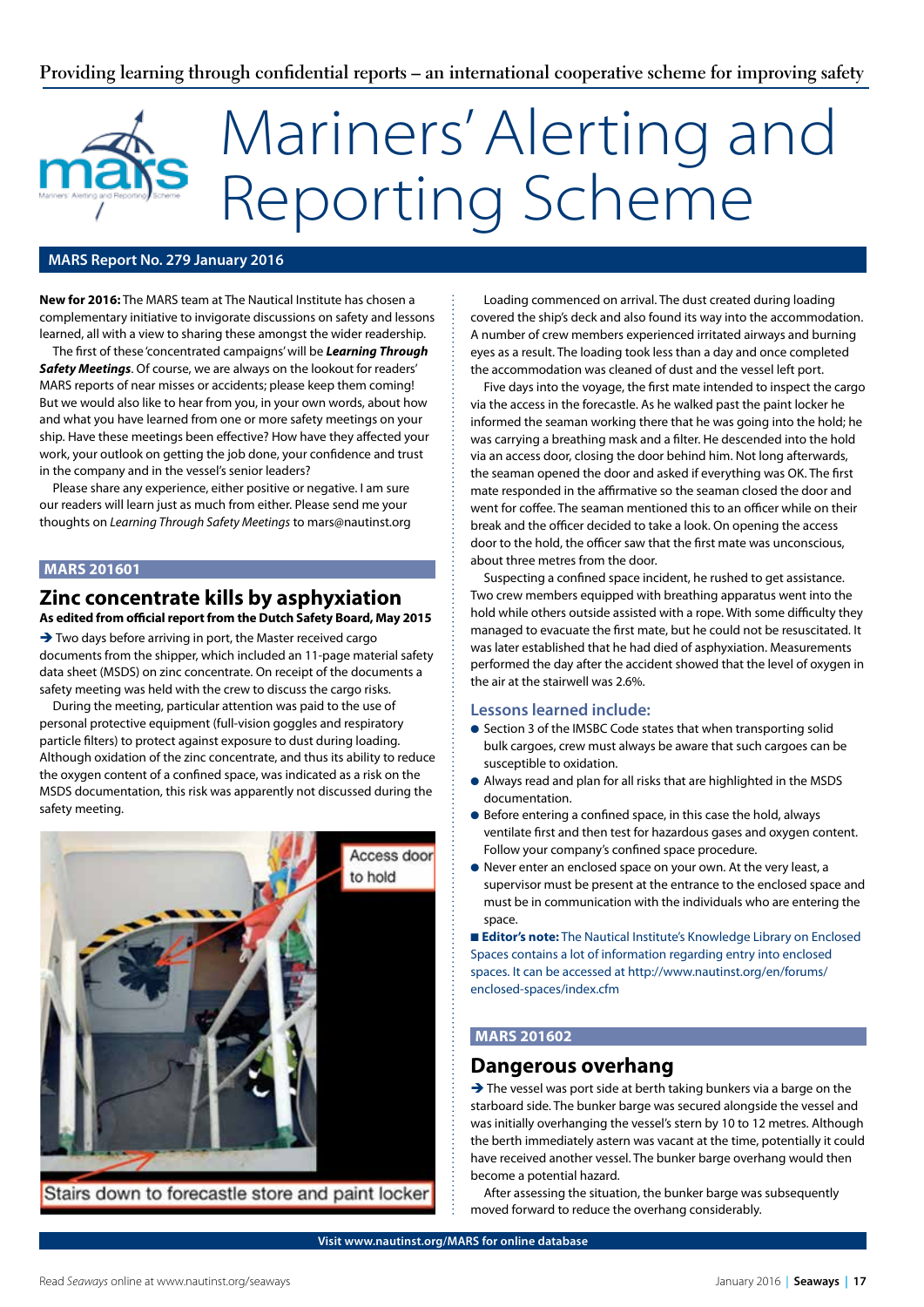Providing learning through confidential reports – an international cooperative scheme for improving safety

# Mariners' Alerting and Reporting Scheme

## MARS Report No. 279 January 2016

**New for 2016:** The MARS team at The Nautical Institute has chosen a complementary initiative to invigorate discussions on safety and lessons learned, all with a view to sharing these amongst the wider readership.

The first of these 'concentrated campaigns' will be ***Learning Through Safety Meetings***. Of course, we are always on the lookout for readers' MARS reports of near misses or accidents; please keep them coming! But we would also like to hear from you, in your own words, about how and what you have learned from one or more safety meetings on your ship. Have these meetings been effective? How have they affected your work, your outlook on getting the job done, your confidence and trust in the company and in the vessel's senior leaders?

Please share any experience, either positive or negative. I am sure our readers will learn just as much from either. Please send me your thoughts on *Learning Through Safety Meetings* to mars@nautinst.org

### MARS 201601

## Zinc concentrate kills by asphyxiation

**As edited from official report from the Dutch Safety Board, May 2015**

➔ Two days before arriving in port, the Master received cargo documents from the shipper, which included an 11-page material safety data sheet (MSDS) on zinc concentrate. On receipt of the documents a safety meeting was held with the crew to discuss the cargo risks.

During the meeting, particular attention was paid to the use of personal protective equipment (full-vision goggles and respiratory particle filters) to protect against exposure to dust during loading. Although oxidation of the zinc concentrate, and thus its ability to reduce the oxygen content of a confined space, was indicated as a risk on the MSDS documentation, this risk was apparently not discussed during the safety meeting.

Access door to hold

Stairs down to forecastle store and paint locker

Loading commenced on arrival. The dust created during loading covered the ship's deck and also found its way into the accommodation. A number of crew members experienced irritated airways and burning eyes as a result. The loading took less than a day and once completed the accommodation was cleaned of dust and the vessel left port.

Five days into the voyage, the first mate intended to inspect the cargo via the access in the forecastle. As he walked past the paint locker he informed the seaman working there that he was going into the hold; he was carrying a breathing mask and a filter. He descended into the hold via an access door, closing the door behind him. Not long afterwards, the seaman opened the door and asked if everything was OK. The first mate responded in the affirmative so the seaman closed the door and went for coffee. The seaman mentioned this to an officer while on their break and the officer decided to take a look. On opening the access door to the hold, the officer saw that the first mate was unconscious, about three metres from the door.

Suspecting a confined space incident, he rushed to get assistance. Two crew members equipped with breathing apparatus went into the hold while others outside assisted with a rope. With some difficulty they managed to evacuate the first mate, but he could not be resuscitated. It was later established that he had died of asphyxiation. Measurements performed the day after the accident showed that the level of oxygen in the air at the stairwell was 2.6%.

### Lessons learned include:

- Section 3 of the IMSBC Code states that when transporting solid bulk cargoes, crew must always be aware that such cargoes can be susceptible to oxidation.
- Always read and plan for all risks that are highlighted in the MSDS documentation.
- Before entering a confined space, in this case the hold, always ventilate first and then test for hazardous gases and oxygen content. Follow your company's confined space procedure.
- Never enter an enclosed space on your own. At the very least, a supervisor must be present at the entrance to the enclosed space and must be in communication with the individuals who are entering the space.

■ **Editor's note:** The Nautical Institute's Knowledge Library on Enclosed Spaces contains a lot of information regarding entry into enclosed spaces. It can be accessed at http://www.nautinst.org/en/forums/enclosed-spaces/index.cfm

### MARS 201602

## Dangerous overhang

➔ The vessel was port side at berth taking bunkers via a barge on the starboard side. The bunker barge was secured alongside the vessel and was initially overhanging the vessel's stern by 10 to 12 metres. Although the berth immediately astern was vacant at the time, potentially it could have received another vessel. The bunker barge overhang would then become a potential hazard.

After assessing the situation, the bunker barge was subsequently moved forward to reduce the overhang considerably.

Visit www.nautinst.org/MARS for online database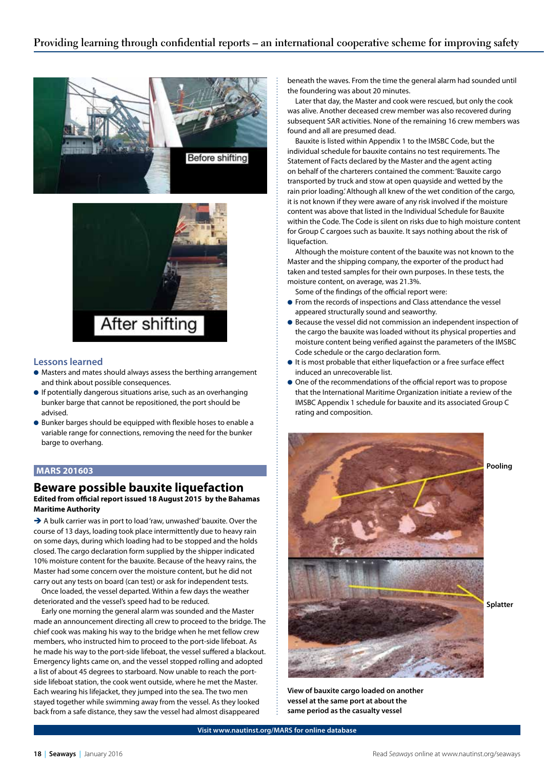Before shifting

After shifting

### Lessons learned

- Masters and mates should always assess the berthing arrangement and think about possible consequences.
- If potentially dangerous situations arise, such as an overhanging bunker barge that cannot be repositioned, the port should be advised.
- Bunker barges should be equipped with flexible hoses to enable a variable range for connections, removing the need for the bunker barge to overhang.

**MARS 201603**

## Beware possible bauxite liquefaction

**Edited from official report issued 18 August 2015 by the Bahamas Maritime Authority**

➔ A bulk carrier was in port to load 'raw, unwashed' bauxite. Over the course of 13 days, loading took place intermittently due to heavy rain on some days, during which loading had to be stopped and the holds closed. The cargo declaration form supplied by the shipper indicated 10% moisture content for the bauxite. Because of the heavy rains, the Master had some concern over the moisture content, but he did not carry out any tests on board (can test) or ask for independent tests.

Once loaded, the vessel departed. Within a few days the weather deteriorated and the vessel's speed had to be reduced.

Early one morning the general alarm was sounded and the Master made an announcement directing all crew to proceed to the bridge. The chief cook was making his way to the bridge when he met fellow crew members, who instructed him to proceed to the port-side lifeboat. As he made his way to the port-side lifeboat, the vessel suffered a blackout. Emergency lights came on, and the vessel stopped rolling and adopted a list of about 45 degrees to starboard. Now unable to reach the port-side lifeboat station, the cook went outside, where he met the Master. Each wearing his lifejacket, they jumped into the sea. The two men stayed together while swimming away from the vessel. As they looked back from a safe distance, they saw the vessel had almost disappeared beneath the waves. From the time the general alarm had sounded until the foundering was about 20 minutes.

Later that day, the Master and cook were rescued, but only the cook was alive. Another deceased crew member was also recovered during subsequent SAR activities. None of the remaining 16 crew members was found and all are presumed dead.

Bauxite is listed within Appendix 1 to the IMSBC Code, but the individual schedule for bauxite contains no test requirements. The Statement of Facts declared by the Master and the agent acting on behalf of the charterers contained the comment: 'Bauxite cargo transported by truck and stow at open quayside and wetted by the rain prior loading.' Although all knew of the wet condition of the cargo, it is not known if they were aware of any risk involved if the moisture content was above that listed in the Individual Schedule for Bauxite within the Code. The Code is silent on risks due to high moisture content for Group C cargoes such as bauxite. It says nothing about the risk of liquefaction.

Although the moisture content of the bauxite was not known to the Master and the shipping company, the exporter of the product had taken and tested samples for their own purposes. In these tests, the moisture content, on average, was 21.3%.

Some of the findings of the official report were:

- From the records of inspections and Class attendance the vessel appeared structurally sound and seaworthy.
- Because the vessel did not commission an independent inspection of the cargo the bauxite was loaded without its physical properties and moisture content being verified against the parameters of the IMSBC Code schedule or the cargo declaration form.
- It is most probable that either liquefaction or a free surface effect induced an unrecoverable list.
- One of the recommendations of the official report was to propose that the International Maritime Organization initiate a review of the IMSBC Appendix 1 schedule for bauxite and its associated Group C rating and composition.

Pooling

Splatter

**View of bauxite cargo loaded on another vessel at the same port at about the same period as the casualty vessel**

Visit www.nautinst.org/MARS for online database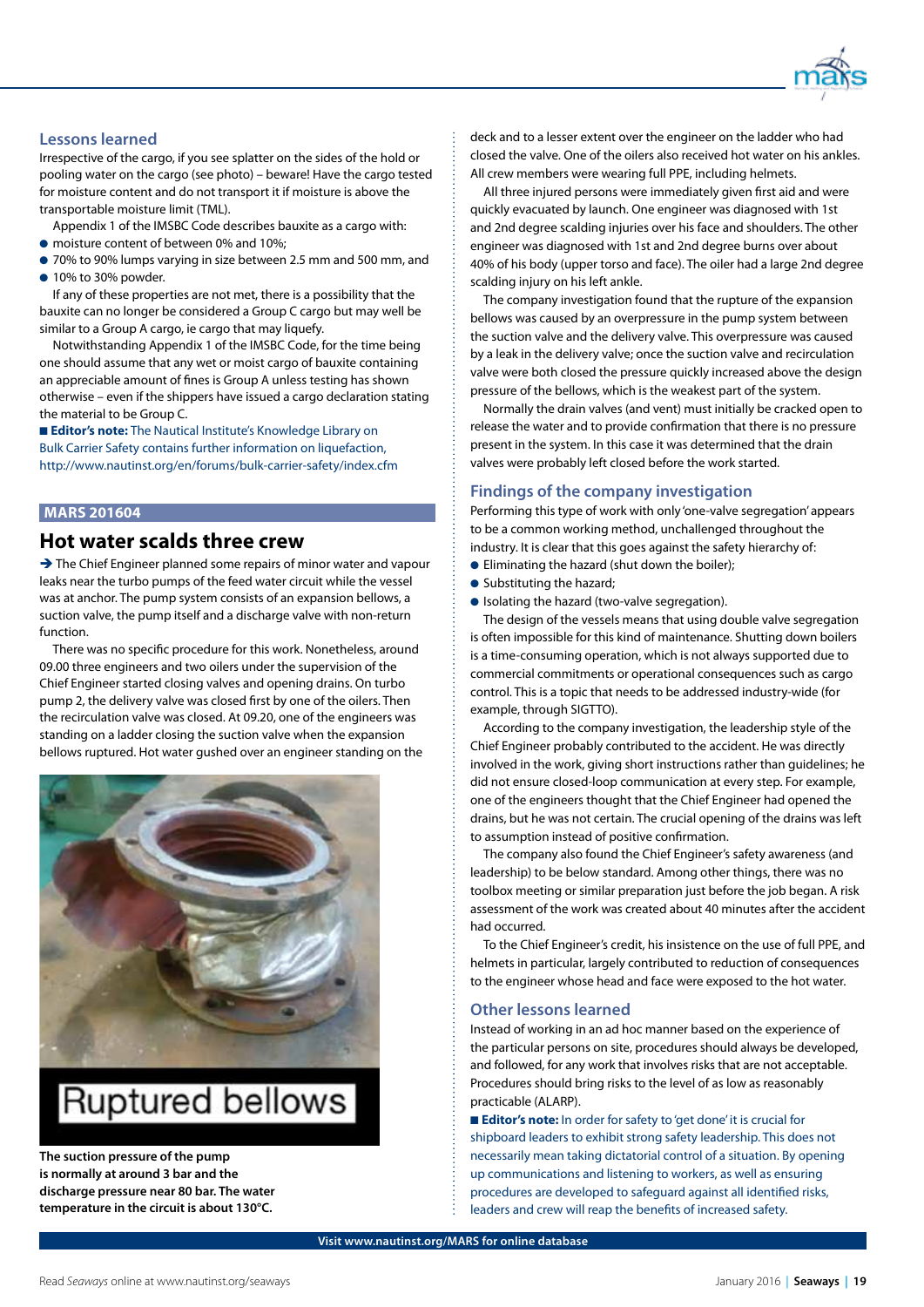### Lessons learned

Irrespective of the cargo, if you see splatter on the sides of the hold or pooling water on the cargo (see photo) – beware! Have the cargo tested for moisture content and do not transport it if moisture is above the transportable moisture limit (TML).

Appendix 1 of the IMSBC Code describes bauxite as a cargo with:

- moisture content of between 0% and 10%;
- 70% to 90% lumps varying in size between 2.5 mm and 500 mm, and
- 10% to 30% powder.

If any of these properties are not met, there is a possibility that the bauxite can no longer be considered a Group C cargo but may well be similar to a Group A cargo, ie cargo that may liquefy.

Notwithstanding Appendix 1 of the IMSBC Code, for the time being one should assume that any wet or moist cargo of bauxite containing an appreciable amount of fines is Group A unless testing has shown otherwise – even if the shippers have issued a cargo declaration stating the material to be Group C.

■ **Editor's note:** The Nautical Institute's Knowledge Library on Bulk Carrier Safety contains further information on liquefaction, http://www.nautinst.org/en/forums/bulk-carrier-safety/index.cfm

## MARS 201604

## Hot water scalds three crew

➔ The Chief Engineer planned some repairs of minor water and vapour leaks near the turbo pumps of the feed water circuit while the vessel was at anchor. The pump system consists of an expansion bellows, a suction valve, the pump itself and a discharge valve with non-return function.

There was no specific procedure for this work. Nonetheless, around 09.00 three engineers and two oilers under the supervision of the Chief Engineer started closing valves and opening drains. On turbo pump 2, the delivery valve was closed first by one of the oilers. Then the recirculation valve was closed. At 09.20, one of the engineers was standing on a ladder closing the suction valve when the expansion bellows ruptured. Hot water gushed over an engineer standing on the deck and to a lesser extent over the engineer on the ladder who had closed the valve. One of the oilers also received hot water on his ankles. All crew members were wearing full PPE, including helmets.

Ruptured bellows

**The suction pressure of the pump is normally at around 3 bar and the discharge pressure near 80 bar. The water temperature in the circuit is about 130°C.**

All three injured persons were immediately given first aid and were quickly evacuated by launch. One engineer was diagnosed with 1st and 2nd degree scalding injuries over his face and shoulders. The other engineer was diagnosed with 1st and 2nd degree burns over about 40% of his body (upper torso and face). The oiler had a large 2nd degree scalding injury on his left ankle.

The company investigation found that the rupture of the expansion bellows was caused by an overpressure in the pump system between the suction valve and the delivery valve. This overpressure was caused by a leak in the delivery valve; once the suction valve and recirculation valve were both closed the pressure quickly increased above the design pressure of the bellows, which is the weakest part of the system.

Normally the drain valves (and vent) must initially be cracked open to release the water and to provide confirmation that there is no pressure present in the system. In this case it was determined that the drain valves were probably left closed before the work started.

### Findings of the company investigation

Performing this type of work with only 'one-valve segregation' appears to be a common working method, unchallenged throughout the industry. It is clear that this goes against the safety hierarchy of:

- Eliminating the hazard (shut down the boiler);
- Substituting the hazard;
- Isolating the hazard (two-valve segregation).

The design of the vessels means that using double valve segregation is often impossible for this kind of maintenance. Shutting down boilers is a time-consuming operation, which is not always supported due to commercial commitments or operational consequences such as cargo control. This is a topic that needs to be addressed industry-wide (for example, through SIGTTO).

According to the company investigation, the leadership style of the Chief Engineer probably contributed to the accident. He was directly involved in the work, giving short instructions rather than guidelines; he did not ensure closed-loop communication at every step. For example, one of the engineers thought that the Chief Engineer had opened the drains, but he was not certain. The crucial opening of the drains was left to assumption instead of positive confirmation.

The company also found the Chief Engineer's safety awareness (and leadership) to be below standard. Among other things, there was no toolbox meeting or similar preparation just before the job began. A risk assessment of the work was created about 40 minutes after the accident had occurred.

To the Chief Engineer's credit, his insistence on the use of full PPE, and helmets in particular, largely contributed to reduction of consequences to the engineer whose head and face were exposed to the hot water.

### Other lessons learned

Instead of working in an ad hoc manner based on the experience of the particular persons on site, procedures should always be developed, and followed, for any work that involves risks that are not acceptable. Procedures should bring risks to the level of as low as reasonably practicable (ALARP).

■ **Editor's note:** In order for safety to 'get done' it is crucial for shipboard leaders to exhibit strong safety leadership. This does not necessarily mean taking dictatorial control of a situation. By opening up communications and listening to workers, as well as ensuring procedures are developed to safeguard against all identified risks, leaders and crew will reap the benefits of increased safety.

**Visit www.nautinst.org/MARS for online database**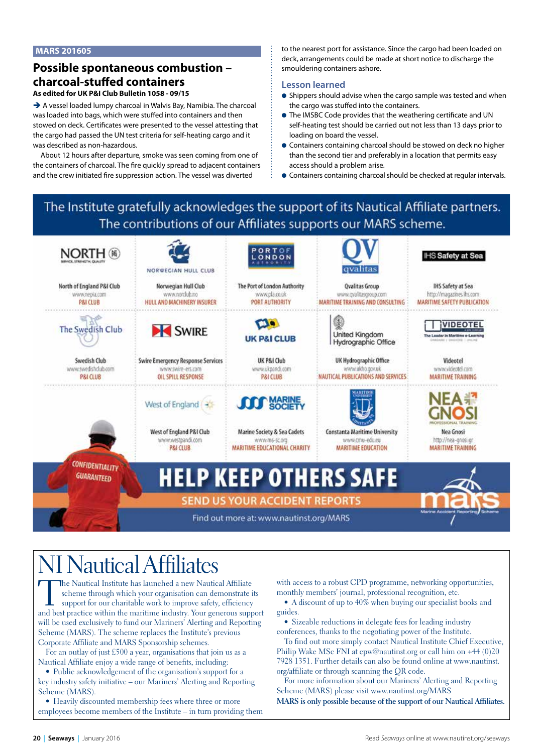**MARS 201605**

## Possible spontaneous combustion – charcoal-stuffed containers

**As edited for UK P&I Club Bulletin 1058 - 09/15**

➔ A vessel loaded lumpy charcoal in Walvis Bay, Namibia. The charcoal was loaded into bags, which were stuffed into containers and then stowed on deck. Certificates were presented to the vessel attesting that the cargo had passed the UN test criteria for self-heating cargo and it was described as non-hazardous.

About 12 hours after departure, smoke was seen coming from one of the containers of charcoal. The fire quickly spread to adjacent containers and the crew initiated fire suppression action. The vessel was diverted to the nearest port for assistance. Since the cargo had been loaded on deck, arrangements could be made at short notice to discharge the smouldering containers ashore.

### Lesson learned

- Shippers should advise when the cargo sample was tested and when the cargo was stuffed into the containers.
- The IMSBC Code provides that the weathering certificate and UN self-heating test should be carried out not less than 13 days prior to loading on board the vessel.
- Containers containing charcoal should be stowed on deck no higher than the second tier and preferably in a location that permits easy access should a problem arise.
- Containers containing charcoal should be checked at regular intervals.

The Institute gratefully acknowledges the support of its Nautical Affiliate partners. The contributions of our Affiliates supports our MARS scheme.

| | | | | |
|---|---|---|---|---|
| North of England P&I Club<br>www.nepia.com<br>P&I CLUB | Norwegian Hull Club<br>www.norclub.no<br>HULL AND MACHINERY INSURER | The Port of London Authority<br>www.pla.co.uk<br>PORT AUTHORITY | Qualitas Group<br>www.qualitasgroup.com<br>MARITIME TRAINING AND CONSULTING | IHS Safety at Sea<br>http://magazines.ihs.com<br>MARITIME SAFETY PUBLICATION |
| Swedish Club<br>www.swedishclub.com<br>P&I CLUB | Swire Emergency Response Services<br>www.swire-ers.com<br>OIL SPILL RESPONSE | UK P&I Club<br>www.ukpandi.com<br>P&I CLUB | UK Hydrographic Office<br>www.ukho.gov.uk<br>NAUTICAL PUBLICATIONS AND SERVICES | Videotel<br>www.videotel.com<br>MARITIME TRAINING |
| | West of England P&I Club<br>www.westpandi.com<br>P&I CLUB | Marine Society & Sea Cadets<br>www.ms-sc.org<br>MARITIME EDUCATIONAL CHARITY | Constanta Maritime University<br>www.cmu-edu.eu<br>MARITIME EDUCATION | Nea Gnosi<br>http://nea-gnosi.gr<br>MARITIME TRAINING |

CONFIDENTIALITY GUARANTEED

**HELP KEEP OTHERS SAFE**

SEND US YOUR ACCIDENT REPORTS

Find out more at: www.nautinst.org/MARS

# NI Nautical Affiliates

The Nautical Institute has launched a new Nautical Affiliate scheme through which your organisation can demonstrate its support for our charitable work to improve safety, efficiency and best practice within the maritime industry. Your generous support will be used exclusively to fund our Mariners' Alerting and Reporting Scheme (MARS). The scheme replaces the Institute's previous Corporate Affiliate and MARS Sponsorship schemes.

For an outlay of just £500 a year, organisations that join us as a Nautical Affiliate enjoy a wide range of benefits, including:

- Public acknowledgement of the organisation's support for a key industry safety initiative – our Mariners' Alerting and Reporting Scheme (MARS).
- Heavily discounted membership fees where three or more employees become members of the Institute – in turn providing them with access to a robust CPD programme, networking opportunities, monthly members' journal, professional recognition, etc.
- A discount of up to 40% when buying our specialist books and guides.
- Sizeable reductions in delegate fees for leading industry conferences, thanks to the negotiating power of the Institute.

To find out more simply contact Nautical Institute Chief Executive, Philip Wake MSc FNI at cpw@nautinst.org or call him on +44 (0)20 7928 1351. Further details can also be found online at www.nautinst.org/affiliate or through scanning the QR code.

For more information about our Mariners' Alerting and Reporting Scheme (MARS) please visit www.nautinst.org/MARS

**MARS is only possible because of the support of our Nautical Affiliates.**